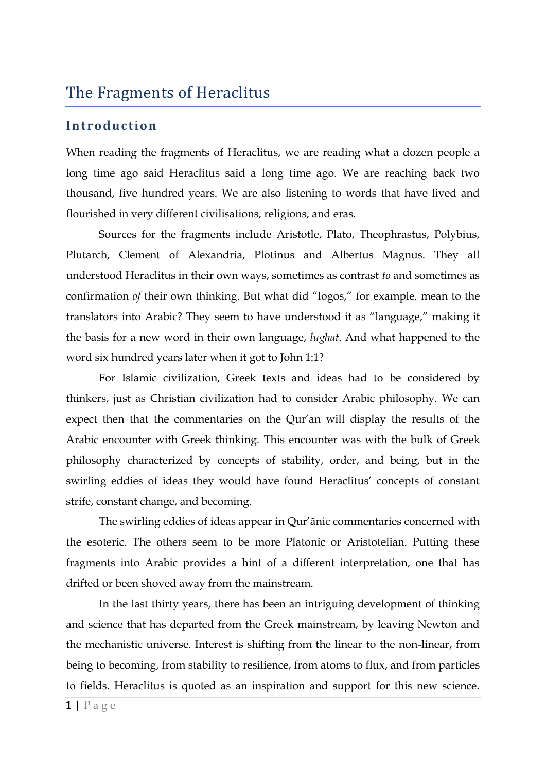# The Fragments of Heraclitus

## Introduction

When reading the fragments of Heraclitus, we are reading what a dozen people a long time ago said Heraclitus said a long time ago. We are reaching back two thousand, five hundred years. We are also listening to words that have lived and flourished in very different civilisations, religions, and eras.

Sources for the fragments include Aristotle, Plato, Theophrastus, Polybius, Plutarch, Clement of Alexandria, Plotinus and Albertus Magnus. They all understood Heraclitus in their own ways, sometimes as contrast *to* and sometimes as confirmation *of* their own thinking. But what did "logos," for example, mean to the translators into Arabic? They seem to have understood it as "language," making it the basis for a new word in their own language, *lughat*. And what happened to the word six hundred years later when it got to John 1:1?

For Islamic civilization, Greek texts and ideas had to be considered by thinkers, just as Christian civilization had to consider Arabic philosophy. We can expect then that the commentaries on the Qur'ān will display the results of the Arabic encounter with Greek thinking. This encounter was with the bulk of Greek philosophy characterized by concepts of stability, order, and being, but in the swirling eddies of ideas they would have found Heraclitus' concepts of constant strife, constant change, and becoming.

The swirling eddies of ideas appear in Qur'ānic commentaries concerned with the esoteric. The others seem to be more Platonic or Aristotelian. Putting these fragments into Arabic provides a hint of a different interpretation, one that has drifted or been shoved away from the mainstream.

In the last thirty years, there has been an intriguing development of thinking and science that has departed from the Greek mainstream, by leaving Newton and the mechanistic universe. Interest is shifting from the linear to the non-linear, from being to becoming, from stability to resilience, from atoms to flux, and from particles to fields. Heraclitus is quoted as an inspiration and support for this new science.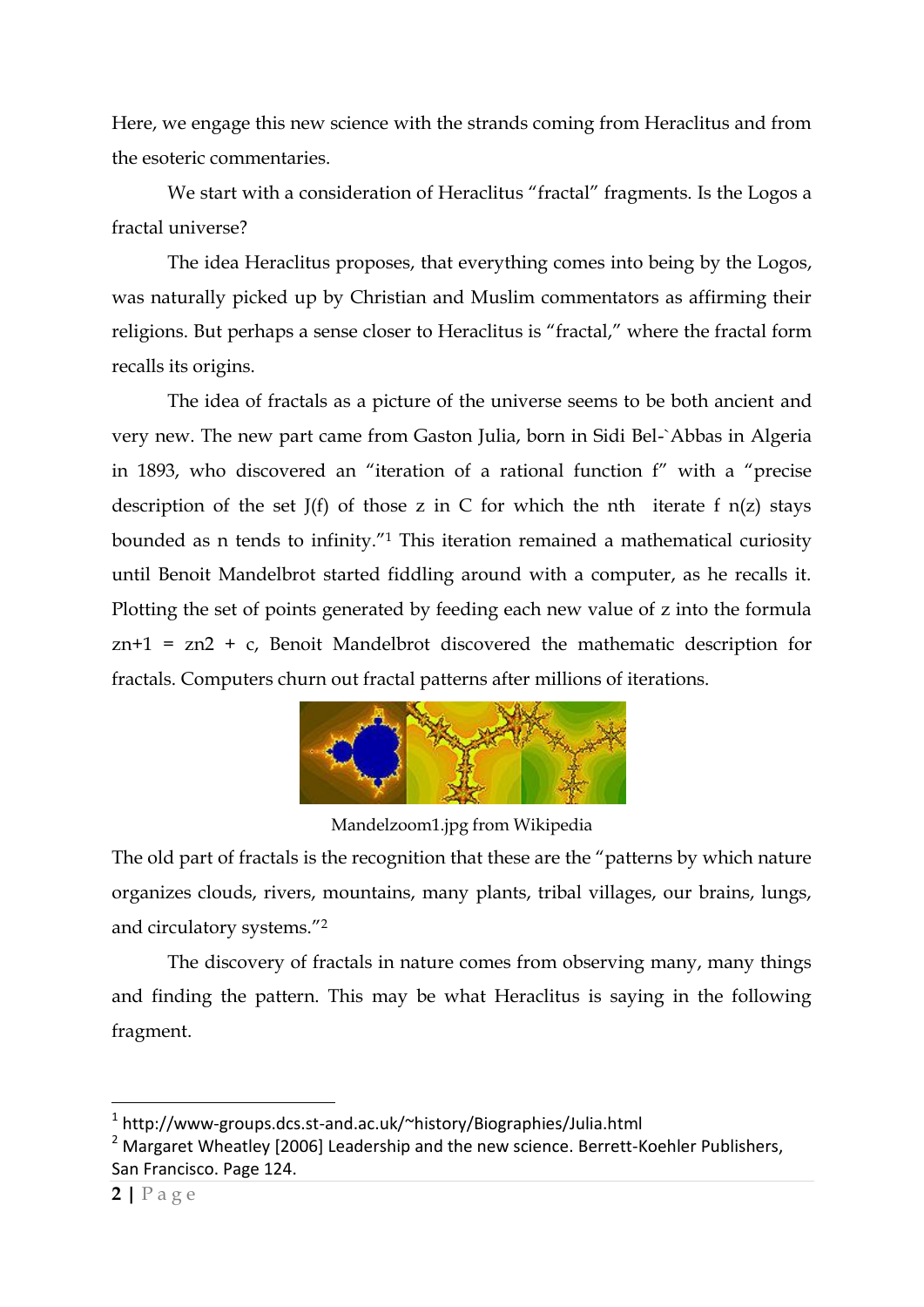Here, we engage this new science with the strands coming from Heraclitus and from the esoteric commentaries.

We start with a consideration of Heraclitus "fractal" fragments. Is the Logos a fractal universe?

The idea Heraclitus proposes, that everything comes into being by the Logos, was naturally picked up by Christian and Muslim commentators as affirming their religions. But perhaps a sense closer to Heraclitus is "fractal," where the fractal form recalls its origins.

The idea of fractals as a picture of the universe seems to be both ancient and very new. The new part came from Gaston Julia, born in Sidi Bel-`Abbas in Algeria in 1893, who discovered an "iteration of a rational function f" with a "precise description of the set J(f) of those z in C for which the nth iterate f n(z) stays bounded as n tends to infinity."[1] This iteration remained a mathematical curiosity until Benoit Mandelbrot started fiddling around with a computer, as he recalls it. Plotting the set of points generated by feeding each new value of z into the formula $z_{n+1} = z_n^2 + c$, Benoit Mandelbrot discovered the mathematic description for fractals. Computers churn out fractal patterns after millions of iterations.

Mandelzoom1.jpg from Wikipedia

The old part of fractals is the recognition that these are the "patterns by which nature organizes clouds, rivers, mountains, many plants, tribal villages, our brains, lungs, and circulatory systems."[2]

The discovery of fractals in nature comes from observing many, many things and finding the pattern. This may be what Heraclitus is saying in the following fragment.

---

[1] http://www-groups.dcs.st-and.ac.uk/~history/Biographies/Julia.html

[2] Margaret Wheatley [2006] Leadership and the new science. Berrett-Koehler Publishers, San Francisco. Page 124.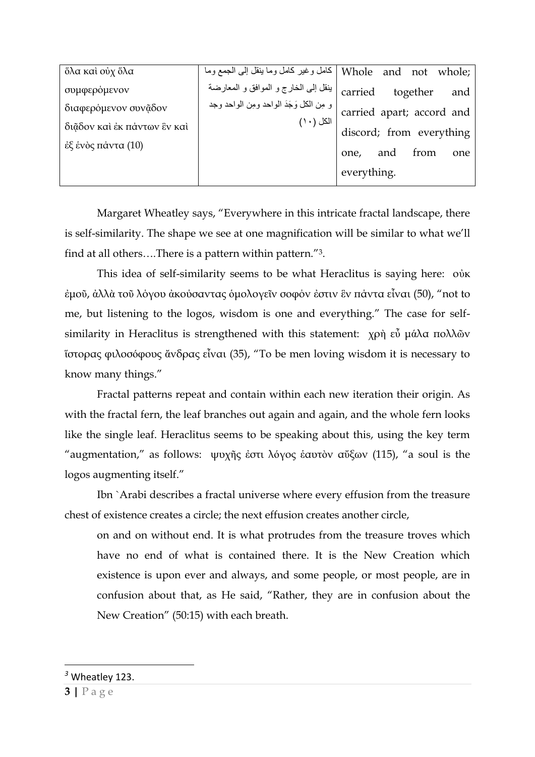| ὅλα καὶ οὐχ ὅλα συμφερόμενον διαφερόμενον συνᾶδον διᾶδον καὶ ἐκ πάντων ἓν καὶ ἐξ ἑνὸς πάντα (10) | كامل وغير كامل وما ينقل إلى الجمع وما ينقل إلى الخارج و الموافق و المعارضة و مِن الكل وَجَدَ الواحد ومِن الواحد وجد الكل (١٠) | Whole and not whole; carried together and carried apart; accord and discord; from everything one, and from one everything. |
|---|---|---|

Margaret Wheatley says, “Everywhere in this intricate fractal landscape, there is self-similarity. The shape we see at one magnification will be similar to what we’ll find at all others….There is a pattern within pattern.”[3].

This idea of self-similarity seems to be what Heraclitus is saying here: οὐκ ἐμοῦ, ἀλλὰ τοῦ λόγου ἀκούσαντας ὁμολογεῖν σοφόν ἐστιν ἓν πάντα εἶναι (50), “not to me, but listening to the logos, wisdom is one and everything.” The case for self-similarity in Heraclitus is strengthened with this statement: χρὴ εὖ μάλα πολλῶν ἵστορας φιλοσόφους ἄνδρας εἶναι (35), “To be men loving wisdom it is necessary to know many things.”

Fractal patterns repeat and contain within each new iteration their origin. As with the fractal fern, the leaf branches out again and again, and the whole fern looks like the single leaf. Heraclitus seems to be speaking about this, using the key term “augmentation,” as follows: ψυχῆς ἐστι λόγος ἑαυτὸν αὔξων (115), “a soul is the logos augmenting itself.”

Ibn `Arabi describes a fractal universe where every effusion from the treasure chest of existence creates a circle; the next effusion creates another circle,

> on and on without end. It is what protrudes from the treasure troves which have no end of what is contained there. It is the New Creation which existence is upon ever and always, and some people, or most people, are in confusion about that, as He said, “Rather, they are in confusion about the New Creation” (50:15) with each breath.

---

[3] Wheatley 123.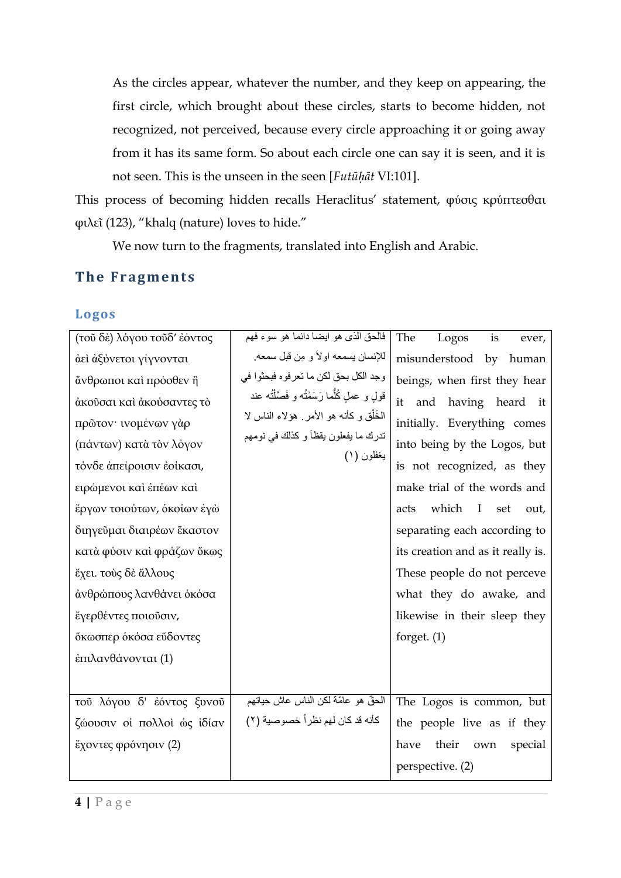As the circles appear, whatever the number, and they keep on appearing, the first circle, which brought about these circles, starts to become hidden, not recognized, not perceived, because every circle approaching it or going away from it has its same form. So about each circle one can say it is seen, and it is not seen. This is the unseen in the seen [*Futūḥāt* VI:101].

This process of becoming hidden recalls Heraclitus' statement, φύσις κρύπτεσθαι φιλεῖ (123), "khalq (nature) loves to hide."

We now turn to the fragments, translated into English and Arabic.

## The Fragments

### Logos

| | | |
|---|---|---|
| (τοῦ δὲ) λόγου τοῦδ' ἐόντος ἀεὶ ἀξύνετοι γίγνονται ἄνθρωποι καὶ πρόσθεν ἢ ἀκοῦσαι καὶ ἀκούσαντες τὸ πρῶτον· ινομένων γὰρ (πάντων) κατὰ τὸν λόγον τόνδε ἀπείροισιν ἐοίκασι, ειρώμενοι καὶ ἐπέων καὶ ἔργων τοιούτων, ὁκοίων ἐγὼ διηγεῦμαι διαιρέων ἕκαστον κατὰ φύσιν καὶ φράζων ὅκως ἔχει. τοὺς δὲ ἄλλους ἀνθρώπους λανθάνει ὁκόσα ἐγερθέντες ποιοῦσιν, ὅκωσπερ ὁκόσα εὕδοντες ἐπιλανθάνονται (1) | فالحق الذى هو ايضا دائما هو سوء فهم للإنسان يسمعه اولاً و مِن قبل سمعه. وجد الكل بحق لكن ما تعرفوه فبحثوا في قولٍ و عملٍ كُلُّما رَسَمْتُه و فَصَّلْتُه عند الخَلْق و كأنه هو الأمر. هؤلاء الناس لا تدرك ما يفعلون يقظاً و كذلك في نومهم يغفلون (١) | The Logos is ever, misunderstood by human beings, when first they hear it and having heard it initially. Everything comes into being by the Logos, but is not recognized, as they make trial of the words and acts which I set out, separating each according to its creation and as it really is. These people do not perceive what they do awake, and likewise in their sleep they forget. (1) |
| τοῦ λόγου δ' ἐόντος ξυνοῦ ζώουσιν οἱ πολλοὶ ὡς ἰδίαν ἔχοντες φρόνησιν (2) | الحقّ هو عامّة لكن الناس عاش حياتهم كأنه قد كان لهم نظراً خصوصية (٢) | The Logos is common, but the people live as if they have their own special perspective. (2) |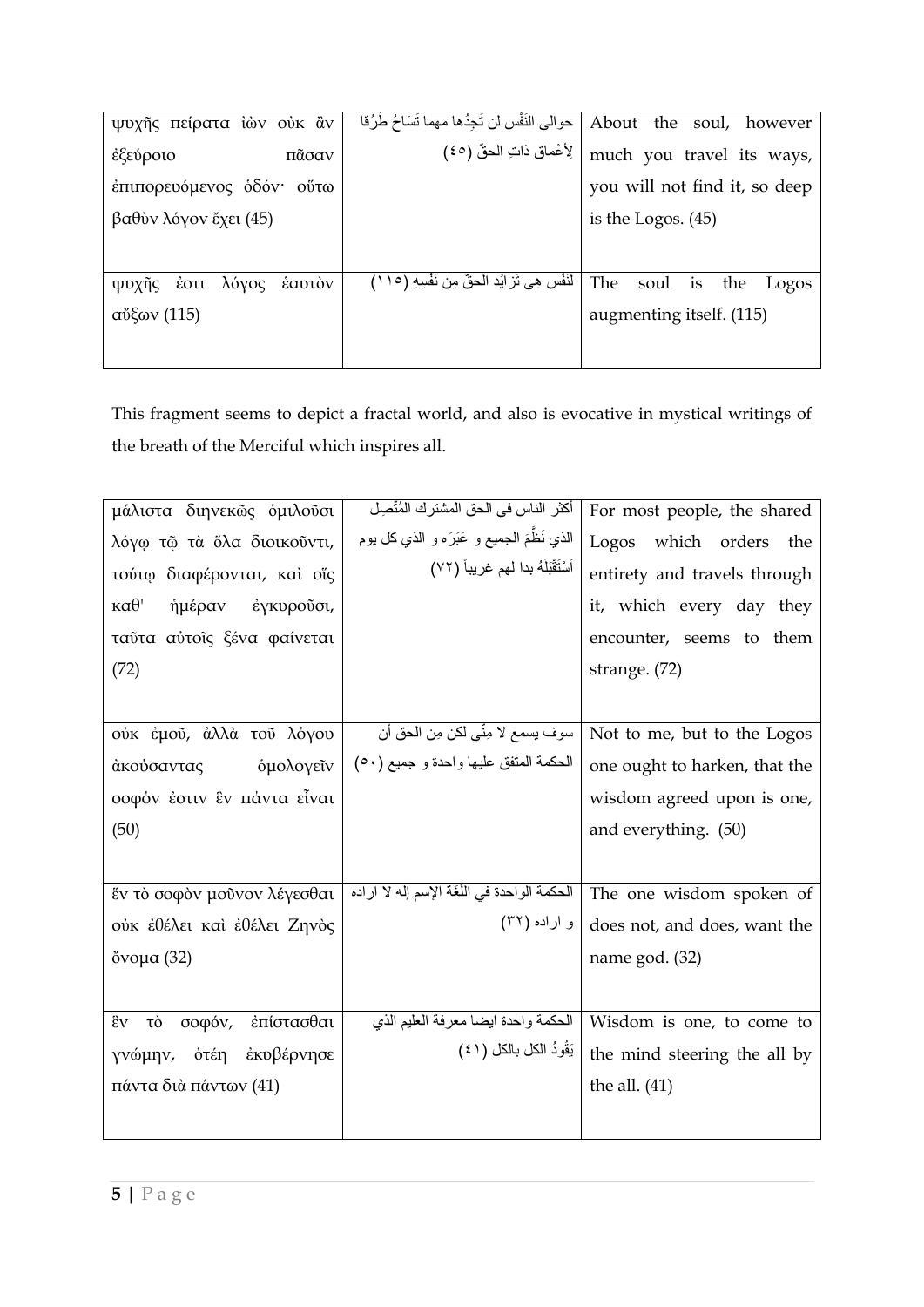| | | |
|---|---|---|
| ψυχῆς πείρατα ἰὼν οὐκ ἂν ἐξεύροιο πᾶσαν ἐπιπορευόμενος ὁδόν· οὕτω βαθὺν λόγον ἔχει (45) | حوالى النَفْس لن تَجِدُها مهما تَسَاحُ طُرُقا لِأعْماق ذاتِ الحقّ (٤٥) | About the soul, however much you travel its ways, you will not find it, so deep is the Logos. (45) |
| ψυχῆς ἐστι λόγος ἑαυτὸν αὔξων (115) | لنَفْس هِي تَزايُد الحقّ مِن نَفْسِهِ (١١٥) | The soul is the Logos augmenting itself. (115) |

This fragment seems to depict a fractal world, and also is evocative in mystical writings of the breath of the Merciful which inspires all.

| | | |
|---|---|---|
| μάλιστα διηνεκῶς ὁμιλοῦσι λόγῳ τῷ τὰ ὅλα διοικοῦντι, τούτῳ διαφέρονται, καὶ οἷς καθ' ἡμέραν ἐγκυροῦσι, ταῦτα αὐτοῖς ξένα φαίνεται (72) | أكثر الناس في الحق المشترك المُتَّصِل الذي نَظَّمَ الجميع و عَبَرَه و الذي كل يوم اَسْتَقْبَلَهُ بدا لهم غريباً (٧٢) | For most people, the shared Logos which orders the entirety and travels through it, which every day they encounter, seems to them strange. (72) |
| οὐκ ἐμοῦ, ἀλλὰ τοῦ λόγου ἀκούσαντας ὁμολογεῖν σοφόν ἐστιν ἓν πάντα εἶναι (50) | سوف يسمع لا مِنّي لكن من الحق أن الحكمة المتفق عليها واحدة و جميع (٥٠) | Not to me, but to the Logos one ought to harken, that the wisdom agreed upon is one, and everything. (50) |
| ἕν τὸ σοφὸν μοῦνον λέγεσθαι οὐκ ἐθέλει καὶ ἐθέλει Ζηνὸς ὄνομα (32) | الحكمة الواحدة في اللُغَة الإسم إله لا اراده و اراده (٣٢) | The one wisdom spoken of does not, and does, want the name god. (32) |
| ἓν τὸ σοφόν, ἐπίστασθαι γνώμην, ὁτέη ἐκυβέρνησε πάντα διὰ πάντων (41) | الحكمة واحدة ايضا معرفة العليم الذي يَقُودُ الكل بالكل (٤١) | Wisdom is one, to come to the mind steering the all by the all. (41) |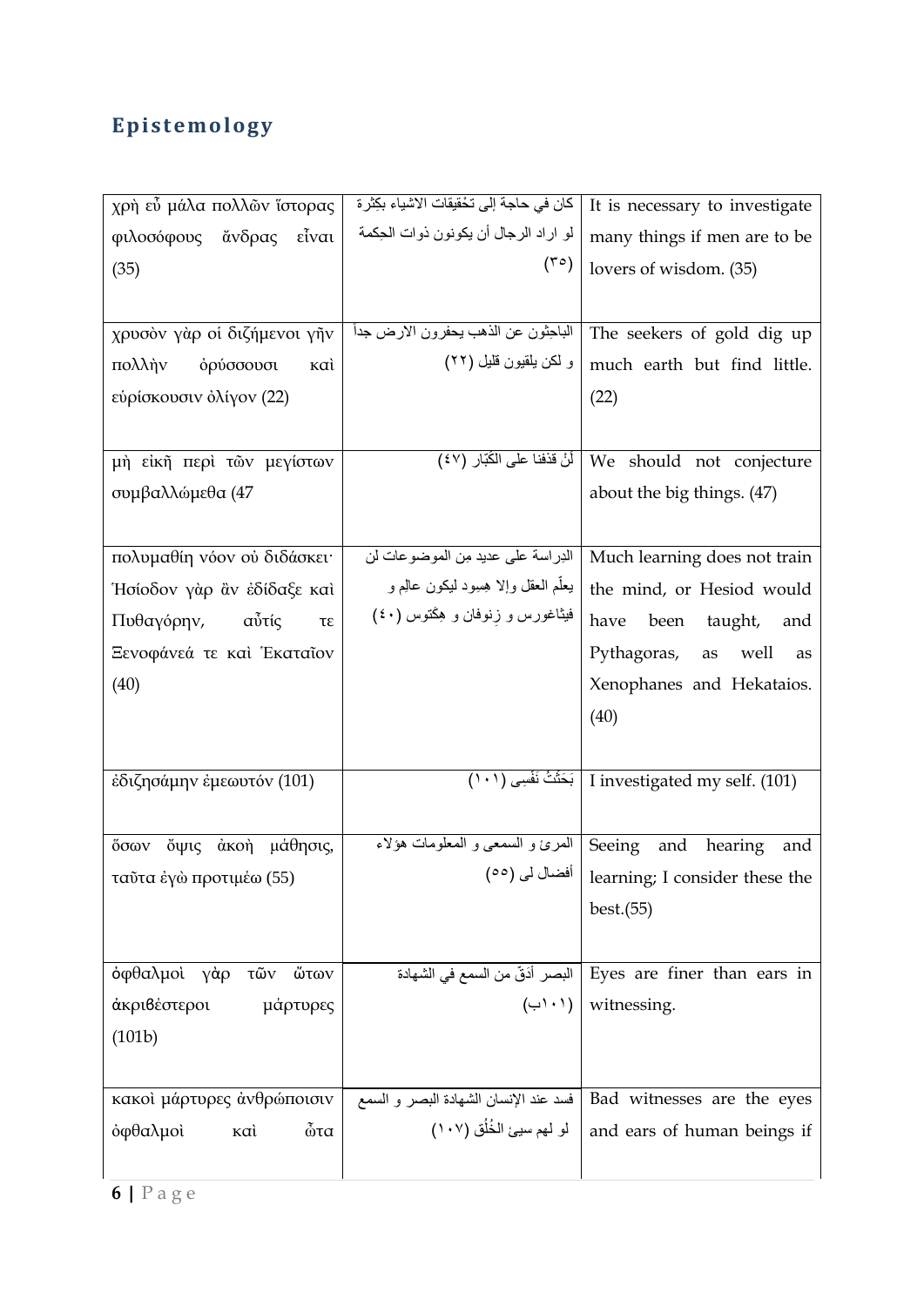## Epistemology

| | | |
|---|---|---|
| χρὴ εὖ μάλα πολλῶν ἵστορας φιλοσόφους ἄνδρας εἶναι (35) | كان في حاجة إلى تحْقيقات الاشياء بكِثرة لو اراد الرجال أن يكونون ذوات الحِكمة (٣٥) | It is necessary to investigate many things if men are to be lovers of wisdom. (35) |
| χρυσὸν γὰρ οἱ διζήμενοι γῆν πολλὴν ὀρύσσουσι καὶ εὑρίσκουσιν ὀλίγον (22) | الباحِثون عن الذهب يحفرون الارض جداً و لكن يلقيون قليل (٢٢) | The seekers of gold dig up much earth but find little. (22) |
| μὴ εἰκῆ περὶ τῶν μεγίστων συμβαλλώμεθα (47 | لنْ قذفنا على الكَبّار (٤٧) | We should not conjecture about the big things. (47) |
| πολυμαθίη νόον οὐ διδάσκει· Ἡσίοδον γὰρ ἂν ἐδίδαξε καὶ Πυθαγόρην, αὖτίς τε Ξενοφάνεά τε καὶ Ἑκαταῖον (40) | الدِراسة على عديد مِن الموضوعات لن يعلّم العقل وإلا هِسِود ليكون عالِم و فيثاغورس و زِنوفان و هِكّتوس (٤٠) | Much learning does not train the mind, or Hesiod would have been taught, and Pythagoras, as well as Xenophanes and Hekataios. (40) |
| ἐδιζησάμην ἐμεωυτόν (101) | بَحَثْتُ نَفْسِي (١٠١) | I investigated my self. (101) |
| ὅσων ὄψις ἀκοὴ μάθησις, ταῦτα ἐγὼ προτιμέω (55) | المرئ و السمعى و المعلومات هؤلاء أفضال لى (٥٥) | Seeing and hearing and learning; I consider these the best.(55) |
| ὀφθαλμοὶ γὰρ τῶν ὤτων ἀκριβέστεροι μάρτυρες (101b) | البصر أدَقّ من السمع في الشهادة (١٠١ب) | Eyes are finer than ears in witnessing. |
| κακοὶ μάρτυρες ἀνθρώποισιν ὀφθαλμοὶ καὶ ὦτα | فسد عند الإنسان الشهادة البصر و السمع لو لهم سيئ الخُلُق (١٠٧) | Bad witnesses are the eyes and ears of human beings if |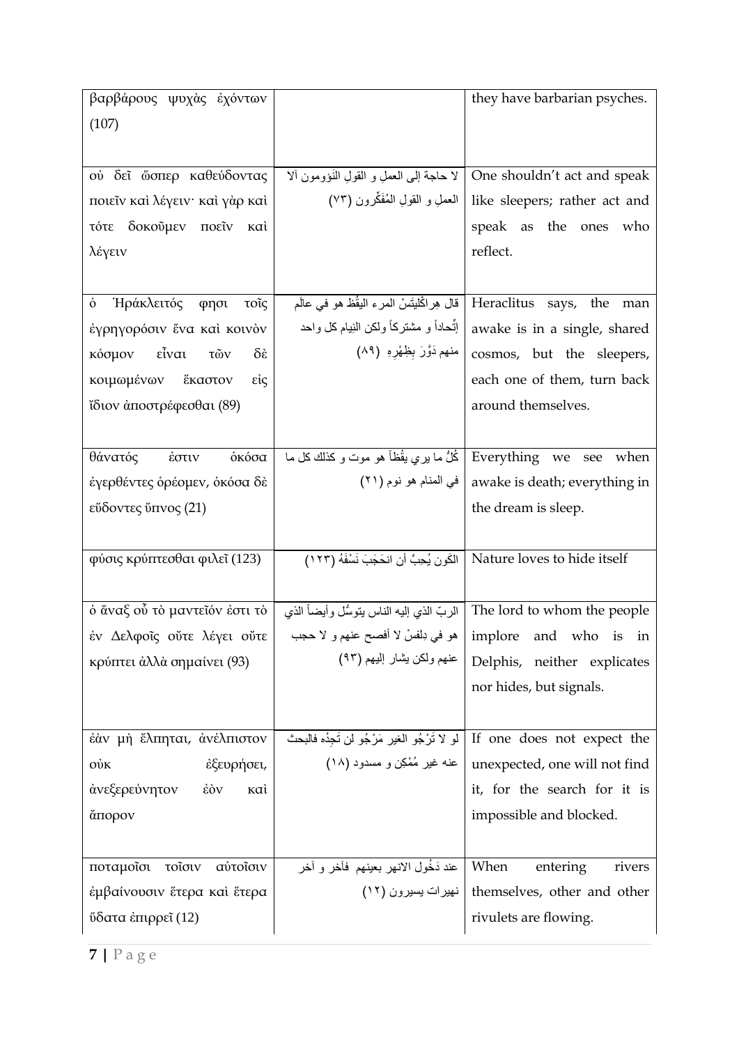| | | |
|---|---|---|
| βαρβάρους ψυχὰς ἐχόντων (107) | | they have barbarian psyches. |
| οὐ δεῖ ὥσπερ καθεύδοντας ποιεῖν καὶ λέγειν· καὶ γὰρ καὶ τότε δοκοῦμεν ποεῖν καὶ λέγειν | لا حاجة إلى العملِ و القولِ النَؤومون آلا العملِ و القولِ المُفَكِّرون (٧٣) | One shouldn't act and speak like sleepers; rather act and speak as the ones who reflect. |
| ὁ Ἡράκλειτός φησι τοῖς ἐγρηγορόσιν ἕνα καὶ κοινὸν κόσμον εἶναι τῶν δὲ κοιμωμένων ἕκαστον εἰς ἴδιον ἀποστρέφεσθαι (89) | قال هِراكْليتسْ المرء اليَقْظ هو في عالَم إتِّحاداً و مشتركاً ولكن النِيام كل واحد منهم دَوَّرَ بِظَهْرِهِ (٨٩) | Heraclitus says, the man awake is in a single, shared cosmos, but the sleepers, each one of them, turn back around themselves. |
| θάνατός ἐστιν ὁκόσα ἐγερθέντες ὁρέομεν, ὁκόσα δὲ εὕδοντες ὕπνος (21) | كُلُّ ما يري يقْظاً هو موت و كذلك كل ما في المنام هو نوم (٢١) | Everything we see when awake is death; everything in the dream is sleep. |
| φύσις κρύπτεσθαι φιλεῖ (123) | الكَون يُحِبُّ أن انحَجَبَ نَسْفَهُ (١٢٣) | Nature loves to hide itself |
| ὁ ἄναξ οὗ τὸ μαντεῖόν ἐστι τὸ ἐν Δελφοῖς οὔτε λέγει οὔτε κρύπτει ἀλλὰ σημαίνει (93) | الربّ الذي إليه الناس يتوسُّل وأيضاً الذي هو في دِلفسْ لا أفصح عنهم و لا حجب عنهم ولكن يشار إليهم (٩٣) | The lord to whom the people implore and who is in Delphis, neither explicates nor hides, but signals. |
| ἐὰν μὴ ἔλπηται, ἀνέλπιστον οὐκ ἐξευρήσει, ἀνεξερεύνητον ἐὸν καὶ ἄπορον | لو لا تَرْجُو الغير مَرْجُو لن تَجِدُه فالبحث عنه غير مُمْكِن و مسدود (١٨) | If one does not expect the unexpected, one will not find it, for the search for it is impossible and blocked. |
| ποταμοῖσι τοῖσιν αὐτοῖσιν ἐμβαίνουσιν ἕτερα καὶ ἕτερα ὕδατα ἐπιρρεῖ (12) | عند دَخُول الانهر بعينهم فآخر و آخر نهيرات يسيرون (١٢) | When entering rivers themselves, other and other rivulets are flowing. |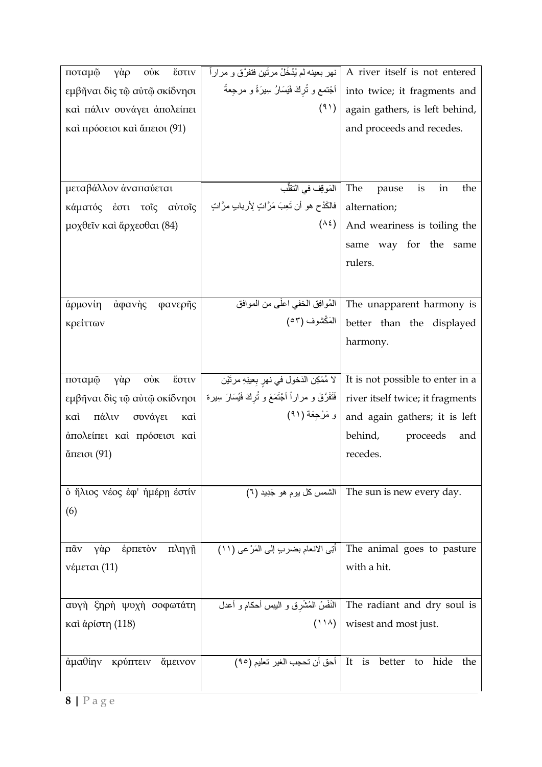| | | |
|---|---|---|
| ποταμῷ γὰρ οὐκ ἔστιν εμβῆναι δὶς τῷ αὐτῷ σκίδνησι καὶ πάλιν συνάγει ἀπολείπει καὶ πρόσεισι καὶ ἄπεισι (91) | نهر بعينه لم يُدْخَلُ مرتين فتفرّق و مراراً اَجْتمع و تُرِكَ فَيَسَارُ سِيرَةً و مرجعةً (٩١) | A river itself is not entered into twice; it fragments and again gathers, is left behind, and proceeds and recedes. |
| μεταβάλλον ἀναπαύεται κάματός ἐστι τοῖς αὐτοῖς μοχθεῖν καὶ ἄρχεσθαι (84) | المَوقِف في التقلّب فالكَدْح هو أن تَعِبَ مَرَّاتٍ لِأربابٍ مرَّاتٍ (٨٤) | The pause is in the alternation; And weariness is toiling the same way for the same rulers. |
| ἁρμονίη ἀφανὴς φανερῆς κρείττων | المُوافِق الخفي اعلى من الموافق المَكْشوف (٥٣) | The unapparent harmony is better than the displayed harmony. |
| ποταμῷ γὰρ οὐκ ἔστιν εμβῆναι δὶς τῷ αὐτῷ σκίδνησι καὶ πάλιν συνάγει καὶ ἀπολείπει καὶ πρόσεισι καὶ ἄπεισι (91) | لا مُمْكِن الدَخول في نهرٍ بعينِهِ مرتَيْن فَتَفَرَّقَ و مراراً أجْتَمَعَ و تُرِكَ فَيُسَارَ سِيرة و مَرْجِعَة (٩١) | It is not possible to enter in a river itself twice; it fragments and again gathers; it is left behind, proceeds and recedes. |
| ὁ ἥλιος νέος ἐφ' ἡμέρῃ ἐστίν (6) | الشمس كل يوم هو جَدِيد (٦) | The sun is new every day. |
| πᾶν γὰρ ἑρπετὸν πληγῇ νέμεται (11) | أتِى الانعام بضربٍ إلى المَرْعى (١١) | The animal goes to pasture with a hit. |
| αυγὴ ξηρὴ ψυχὴ σοφωτάτη καὶ ἀρίστη (118) | النَفْسُ المُشْرِق و اليبس أحكام و أعدل (١١٨) | The radiant and dry soul is wisest and most just. |
| ἀμαθίην κρύπτειν ἄμεινον | أحق أن تحجب الغير تعليم (٩٥) | It is better to hide the |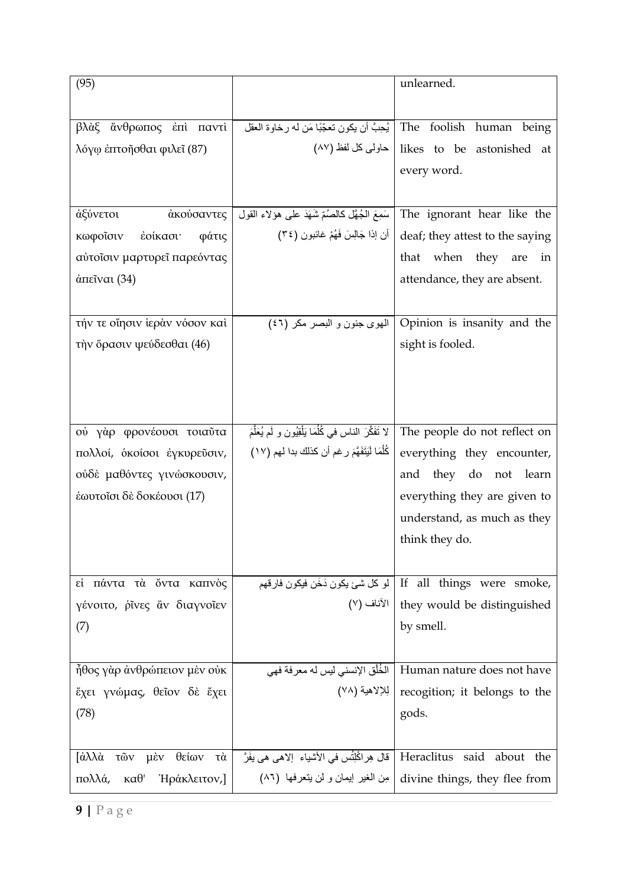| | | |
|---|---|---|
| (95) | | unlearned. |
| βλὰξ ἄνθρωπος ἐπὶ παντὶ λόγῳ ἐπτοῆσθαι φιλεῖ (87) | يُحِبَّ أن يكون تعجّبًا مَن له رخاوة العقل حاولى كل لفظ (٨٧) | The foolish human being likes to be astonished at every word. |
| ἀξύνετοι ἀκούσαντες κωφοῖσιν ἐοίκασι· φάτις αὐτοῖσιν μαρτυρεῖ παρεόντας ἀπεῖναι (34) | سَمِعَ الجُهَّل كالصُمّ شَهَدَ على هؤلاء القول أن إذا جَالِسَ فَهُمْ غائبون (٣٤) | The ignorant hear like the deaf; they attest to the saying that when they are in attendance, they are absent. |
| τήν τε οἴησιν ἱερὰν νόσον καὶ τὴν ὅρασιν ψεύδεσθαι (46) | الهوى جنون و البصر مكر (٤٦) | Opinion is insanity and the sight is fooled. |
| οὐ γὰρ φρονέουσι τοιαῦτα πολλοί, ὁκοίσοι ἐγκυρεῦσιν, οὐδὲ μαθόντες γινώσκουσιν, ἑωυτοῖσι δὲ δοκέουσι (17) | لا تَفَكَّرَ الناس في كُلَمَا يَلْقِيُون و لَم يُعَلَّم كُلَمَا لَيَتَفَهَّمَ رغم أن كذلك بدا لهم (١٧) | The people do not reflect on everything they encounter, and they do not learn everything they are given to understand, as much as they think they do. |
| εἰ πάντα τὰ ὄντα καπνὸς γένοιτο, ῥῖνες ἂν διαγνοῖεν (7) | لو كل شئ يكون دَخَن فيكون فارقهم الأناف (٧) | If all things were smoke, they would be distinguished by smell. |
| ἦθος γὰρ ἀνθρώπειον μὲν οὐκ ἔχει γνώμας, θεῖον δὲ ἔχει (78) | الخُلُق الإنسني ليس له معرفة فهي لِلإلاهية (٧٨) | Human nature does not have recogition; it belongs to the gods. |
| [ἀλλὰ τῶν μὲν θείων τὰ πολλά, καθ' Ἡράκλειτον,] | قال هِراكْلِتُس في الأشياء الإاهى هى يفَرَّ مِن الغير إيمان و لن يتعرفها (٨٦) | Heraclitus said about the divine things, they flee from |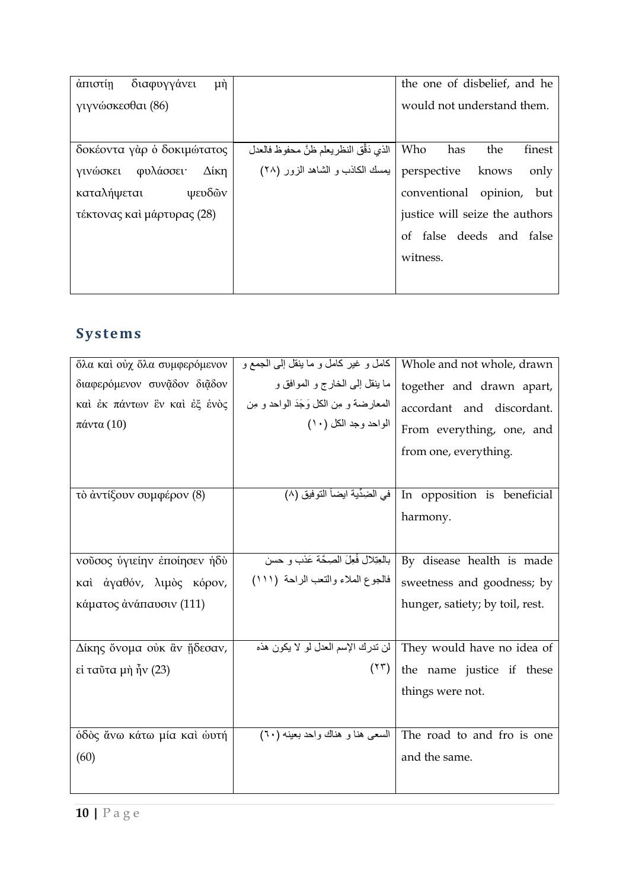| | | |
|---|---|---|
| ἀπιστίῃ διαφυγγάνει μὴ γιγνώσκεσθαι (86) | | the one of disbelief, and he would not understand them. |
| δοκέοντα γὰρ ὁ δοκιμώτατος γινώσκει φυλάσσει· Δίκη καταλήψεται ψευδῶν τέκτονας καὶ μάρτυρας (28) | الذي دَقَّق النظريعلم ظنَّ محفوظ فالعدل يمسك الكاذب و الشاهد الزور (٢٨) | Who has the finest perspective knows only conventional opinion, but justice will seize the authors of false deeds and false witness. |

## Systems

| | | |
|---|---|---|
| ὅλα καὶ οὐχ ὅλα συμφερόμενον διαφερόμενον συνᾷδον διᾷδον καὶ ἐκ πάντων ἓν καὶ ἐξ ἑνὸς πάντα (10) | كامل و غير كامل و ما ينقل إلى الجمع و ما ينقل إلى الخارج و الموافق و المعارضة و مِن الكل وَجَدَ الواحد و مِن الواحد وجد الكل (١٠) | Whole and not whole, drawn together and drawn apart, accordant and discordant. From everything, one, and from one, everything. |
| τὸ ἀντίξουν συμφέρον (8) | في الضِدِّية ايضاً التوفيق (٨) | In opposition is beneficial harmony. |
| νοῦσος ὑγιείην ἐποίησεν ἡδὺ καὶ ἀγαθόν, λιμὸς κόρον, κάματος ἀνάπαυσιν (111) | بالعِتِلال فُعِلَ الصِحَّة عَذب و حسن فالجوع الملاء والتعب الراحة (١١١) | By disease health is made sweetness and goodness; by hunger, satiety; by toil, rest. |
| Δίκης ὄνομα οὐκ ἂν ᾔδεσαν, εἰ ταῦτα μὴ ἦν (23) | لن تدرك الإسم العدل لو لا يكون هذه (٢٣) | They would have no idea of the name justice if these things were not. |
| ὁδὸς ἄνω κάτω μία καὶ ὡυτή (60) | السعى هنا و هناك واحد بعينه (٦٠) | The road to and fro is one and the same. |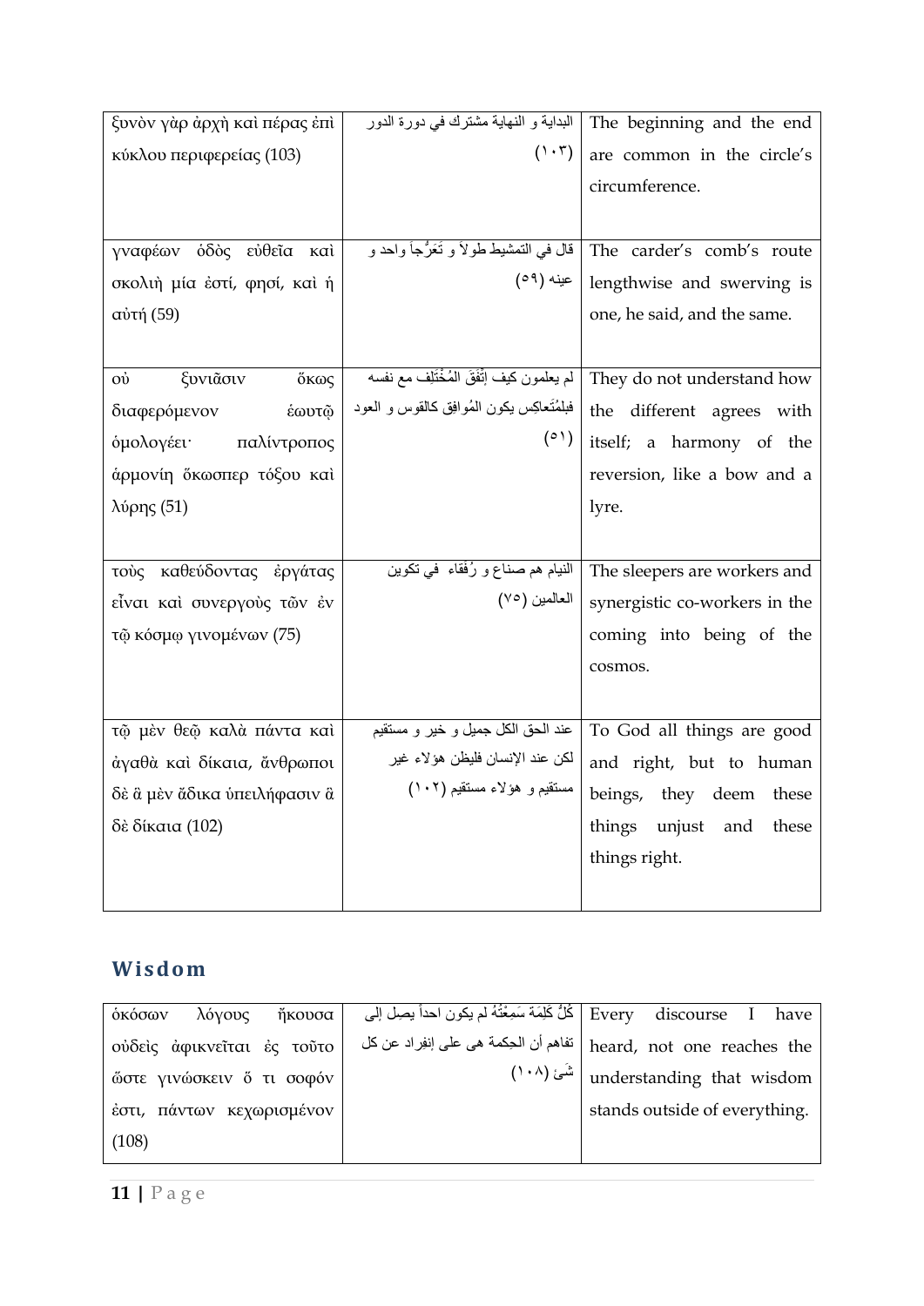| ξυνὸν γὰρ ἀρχὴ καὶ πέρας ἐπὶ κύκλου περιφερείας (103) | البداية و النهاية مشترك في دورة الدور (١٠٣) | The beginning and the end are common in the circle's circumference. |
|---|---|---|
| γναφέων ὁδὸς εὐθεῖα καὶ σκολιὴ μία ἐστί, φησί, καὶ ἡ αὐτή (59) | قال في التمشيط طولاً و تَعَرُّجاً واحد و عينه (٥٩) | The carder's comb's route lengthwise and swerving is one, he said, and the same. |
| οὐ ξυνιᾶσιν ὅκως διαφερόμενον ἑωυτῷ ὁμολογέει· παλίντροπος ἁρμονίη ὅκωσπερ τόξου καὶ λύρης (51) | لم يعلمون كيف إتّفق المُخْتَلِف مع نفسه فبلمُتَعاكِس يكون المُوافِق كالقوس و العود (٥١) | They do not understand how the different agrees with itself; a harmony of the reversion, like a bow and a lyre. |
| τοὺς καθεύδοντας ἐργάτας εἶναι καὶ συνεργοὺς τῶν ἐν τῷ κόσμῳ γινομένων (75) | النيام هم صناع و رُفقاء في تكوين العالمين (٧٥) | The sleepers are workers and synergistic co-workers in the coming into being of the cosmos. |
| τῷ μὲν θεῷ καλὰ πάντα καὶ ἀγαθὰ καὶ δίκαια, ἄνθρωποι δὲ ἃ μὲν ἄδικα ὑπειλήφασιν ἃ δὲ δίκαια (102) | عند الحق الكل جميل و خير و مستقيم لكن عند الإنسان فليظن هؤلاء غير مستقيم و هؤلاء مستقيم (١٠٢) | To God all things are good and right, but to human beings, they deem these things unjust and these things right. |

## Wisdom

| ὁκόσων λόγους ἤκουσα οὐδεὶς ἀφικνεῖται ἐς τοῦτο ὥστε γινώσκειν ὅ τι σοφόν ἐστι, πάντων κεχωρισμένον (108) | كُلُّ كَلِمَة سَمِعْتُهُ لم يكون احداً يصِل إلى تفاهم أن الحِكمة هى على إنفِراد عن كل شَئ (١٠٨) | Every discourse I have heard, not one reaches the understanding that wisdom stands outside of everything. |
|---|---|---|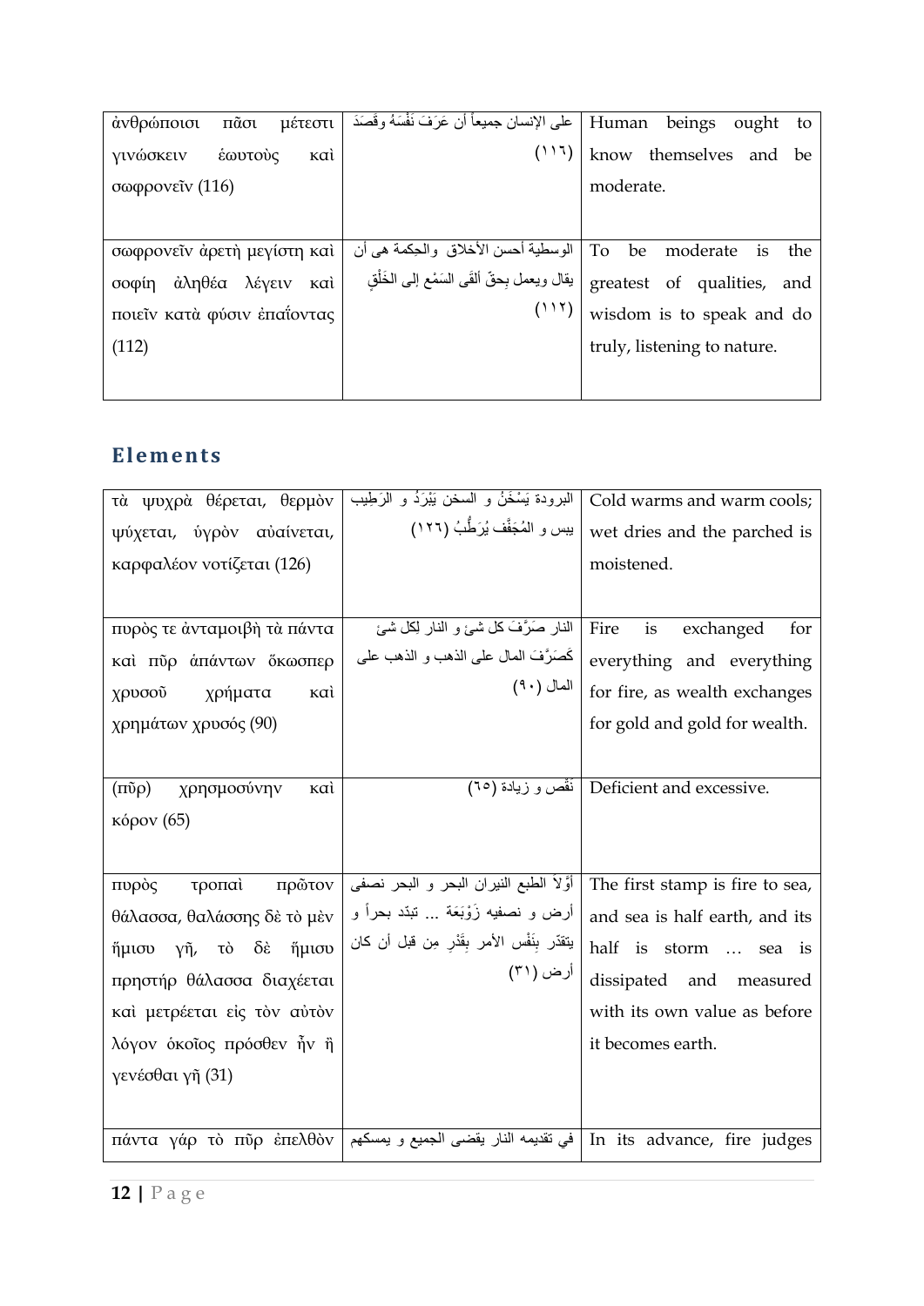| ἀνθρώποισι πᾶσι μέτεστι γινώσκειν ἑωυτοὺς καὶ σωφρονεῖν (116) | على الإنسان جميعاً أن عَرَفَ نَفْسَهُ وقَصَدَ (١١٦) | Human beings ought to know themselves and be moderate. |
|---|---|---|
| σωφρονεῖν ἀρετὴ μεγίστη καὶ σοφίη ἀληθέα λέγειν καὶ ποιεῖν κατὰ φύσιν ἐπαΐοντας (112) | الوسطية أحسن الأخلاق والحِكمة هى أن يقال ويعمل بِحقّ ألقَى السَمْع إلى الخَلْقِ (١١٢) | To be moderate is the greatest of qualities, and wisdom is to speak and do truly, listening to nature. |

## Elements

| τὰ ψυχρὰ θέρεται, θερμὸν ψύχεται, ὑγρὸν αὐαίνεται, καρφαλέον νοτίζεται (126) | البرودة يَسْخُنُ و السخن يَبْرَدُ و الرَطِيب يبس و المُجَفَّف يُرَطُّبُ (١٢٦) | Cold warms and warm cools; wet dries and the parched is moistened. |
|---|---|---|
| πυρός τε ἀνταμοιβὴ τὰ πάντα καὶ πῦρ ἁπάντων ὅκωσπερ χρυσοῦ χρήματα καὶ χρημάτων χρυσός (90) | النار صَرَّفَ كل شئ و النار لِكل شئ كَصَرَّفَ المال على الذهب و الذهب على المال (٩٠) | Fire is exchanged for everything and everything for fire, as wealth exchanges for gold and gold for wealth. |
| (πῦρ) χρησμοσύνην καὶ κόρον (65) | نقّص و زيادة (٦٥) | Deficient and excessive. |
| πυρὸς τροπαὶ πρῶτον θάλασσα, θαλάσσης δὲ τὸ μὲν ἥμισυ γῆ, τὸ δὲ ἥμισυ πρηστήρ θάλασσα διαχέεται καὶ μετρέεται εἰς τὸν αὐτὸν λόγον ὁκοῖος πρόσθεν ἦν ἢ γενέσθαι γῆ (31) | أوّلاً الطبع النيران البحر و البحر نصفى أرض و نصفيه زَوْبَعَة ... تبدّد بحراً و يتقدّر بِنَفْس الأمر بِقَدْرِ مِن قبل أن كان أرض (٣١) | The first stamp is fire to sea, and sea is half earth, and its half is storm … sea is dissipated and measured with its own value as before it becomes earth. |
| πάντα γάρ τὸ πῦρ ἐπελθὸν | في تقديمه النار يقضى الجميع و يمسكهم | In its advance, fire judges |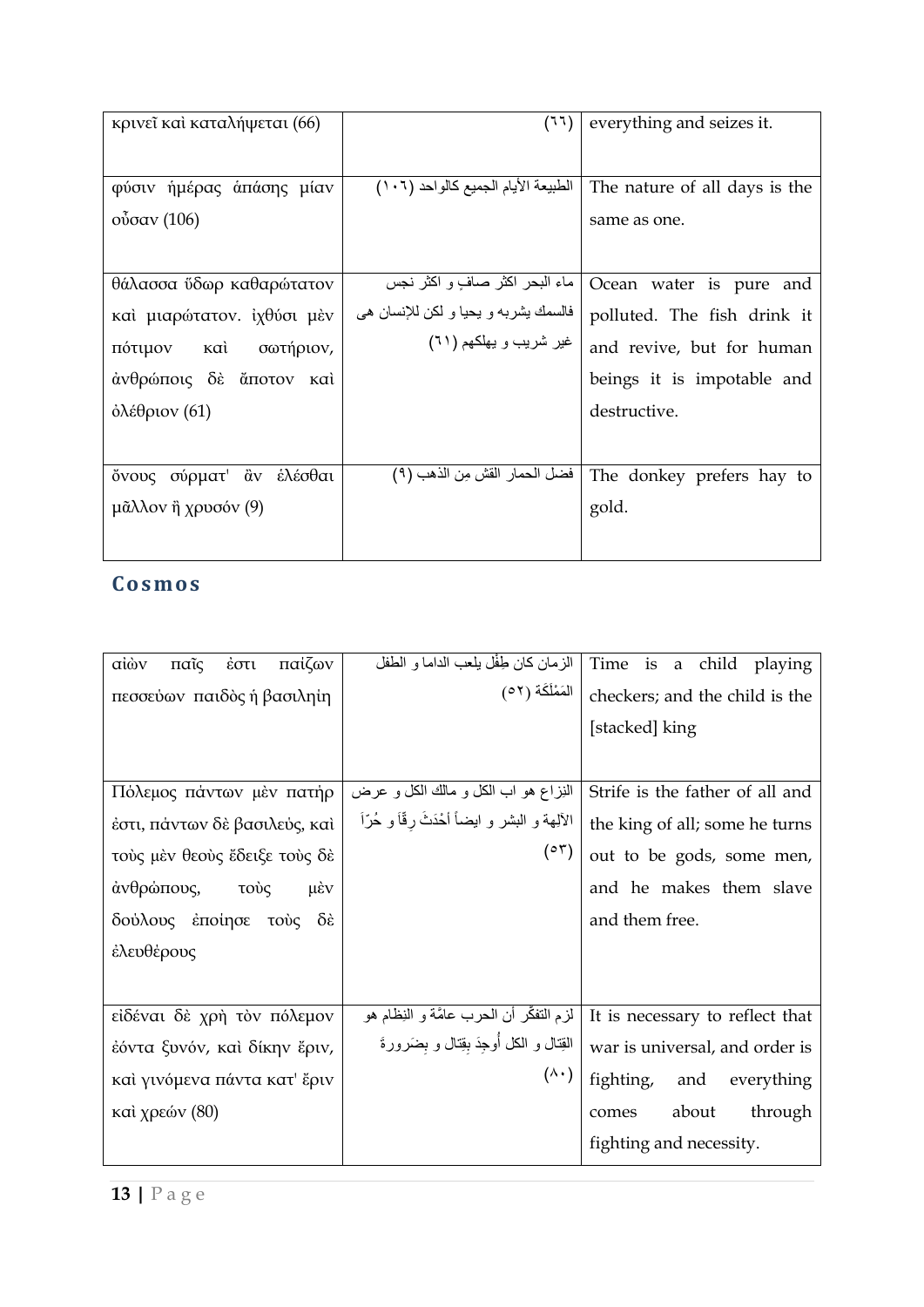| | | |
|---|---|---|
| κρινεῖ καὶ καταλήψεται (66) | (٦٦) | everything and seizes it. |
| φύσιν ἡμέρας ἁπάσης μίαν οὖσαν (106) | الطبيعة الأيام الجميع كالواحد (١٠٦) | The nature of all days is the same as one. |
| θάλασσα ὕδωρ καθαρώτατον καὶ μιαρώτατον. ἰχθύσι μὲν πότιμον καὶ σωτήριον, ἀνθρώποις δὲ ἄποτον καὶ ὀλέθριον (61) | ماء البحر اكثر صافٍ و اكثر نجس فالسمك يشربه و يحيا و لكن للإنسان هى غير شريب و يهلكهم (٦١) | Ocean water is pure and polluted. The fish drink it and revive, but for human beings it is impotable and destructive. |
| ὄνους σύρματ' ἂν ἑλέσθαι μᾶλλον ἢ χρυσόν (9) | فضل الحمار القش مِن الذهب (٩) | The donkey prefers hay to gold. |

## Cosmos

| | | |
|---|---|---|
| αἰὼν παῖς ἐστι παίζων πεσσεύων παιδὸς ἡ βασιληίη | الزمان كان طِفْل يلعب الداما و الطفل المَمْلَكة (٥٢) | Time is a child playing checkers; and the child is the [stacked] king |
| Πόλεμος πάντων μὲν πατήρ ἐστι, πάντων δὲ βασιλεύς, καὶ τοὺς μὲν θεοὺς ἔδειξε τοὺς δὲ ἀνθρώπους, τοὺς μὲν δούλους ἐποίησε τοὺς δὲ ἐλευθέρους | النِزاع هو اب الكل و مالك الكل و عرض الآلهة و البشر و ايضاً أَحْدَثَ رِقّاً و حُرّاً (٥٣) | Strife is the father of all and the king of all; some he turns out to be gods, some men, and he makes them slave and them free. |
| εἰδέναι δὲ χρὴ τὸν πόλεμον ἐόντα ξυνόν, καὶ δίκην ἔριν, καὶ γινόμενα πάντα κατ' ἔριν καὶ χρεών (80) | لزم التفكّر أن الحرب عامّة و النِظام هو القِتال و الكل أُوجِدَ بِقِتال و بِضَرورةَ (٨٠) | It is necessary to reflect that war is universal, and order is fighting, and everything comes about through fighting and necessity. |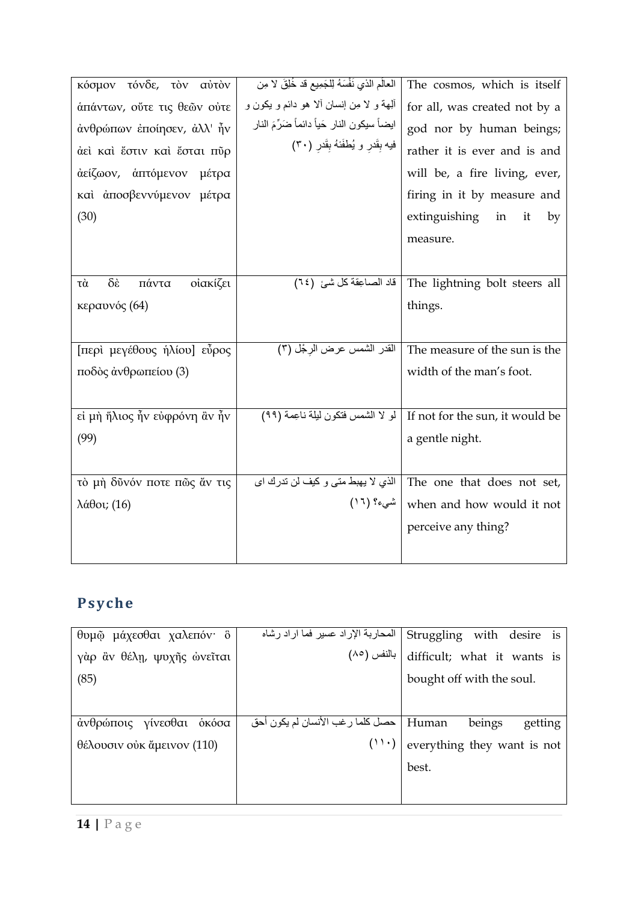| | | |
|---|---|---|
| κόσμον τόνδε, τὸν αὐτὸν ἁπάντων, οὔτε τις θεῶν οὔτε ἀνθρώπων ἐποίησεν, ἀλλ' ἦν ἀεὶ καὶ ἔστιν καὶ ἔσται πῦρ ἀείζωον, ἁπτόμενον μέτρα καὶ ἀποσβεννύμενον μέτρα (30) | العالَم الذي نَفْسَهُ لِلجَمِيع قد خُلِقَ لا مِن آلِهة و لا مِن إنسان آلا هو دائم و يكون و ايضاً سيكون النار حَياً دائماً ضَرِّمَ النار فيه بِقَدرِ و يُطفَئهُ بِقَدرِ (٣٠) | The cosmos, which is itself for all, was created not by a god nor by human beings; rather it is ever and is and will be, a fire living, ever, firing in it by measure and extinguishing in it by measure. |
| τὰ δὲ πάντα οἰακίζει κεραυνός (64) | قاد الصاعِقة كل شئ (٦٤) | The lightning bolt steers all things. |
| [περὶ μεγέθους ἡλίου] εὖρος ποδὸς ἀνθρωπείου (3) | القدر الشمس عرض الرِجْل (٣) | The measure of the sun is the width of the man's foot. |
| εἰ μὴ ἥλιος ἦν εὐφρόνη ἂν ἦν (99) | لو لا الشمس فتكون ليلة ناعِمة (٩٩) | If not for the sun, it would be a gentle night. |
| τὸ μὴ δῦνόν ποτε πῶς ἄν τις λάθοι; (16) | الذي لا يهبط متى و كيف لن تدرك اى شيء؟ (١٦) | The one that does not set, when and how would it not perceive any thing? |

## Psyche

| | | |
|---|---|---|
| θυμῷ μάχεσθαι χαλεπόν· ὃ γὰρ ἂν θέλῃ, ψυχῆς ὠνεῖται (85) | المحاربة الإراد عسير فما اراد رشاه بالنفس (٨٥) | Struggling with desire is difficult; what it wants is bought off with the soul. |
| ἀνθρώποις γίνεσθαι ὁκόσα θέλουσιν οὐκ ἄμεινον (110) | حصل كلما رغب الأنسان لم يكون أحق (١١٠) | Human beings getting everything they want is not best. |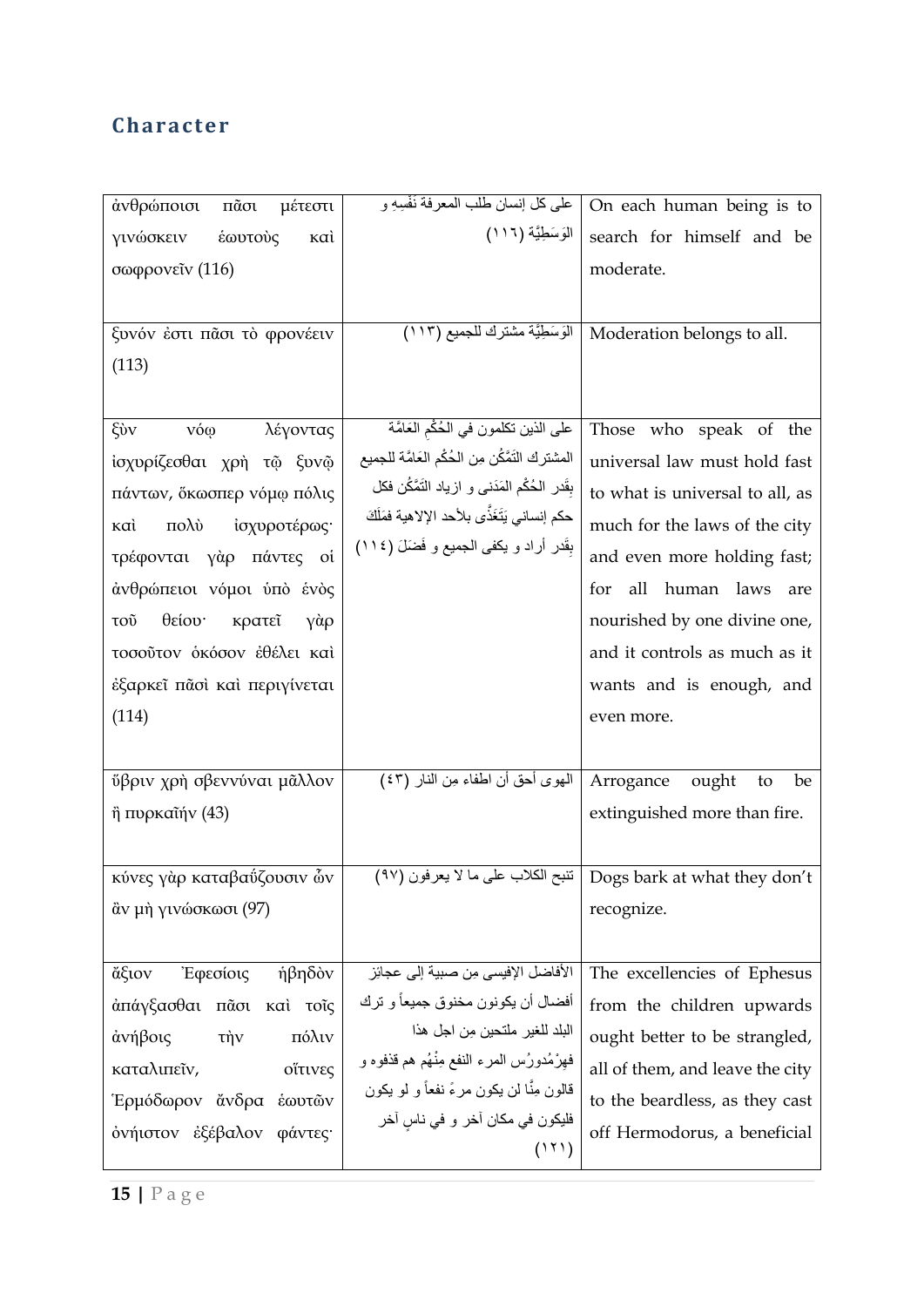## Character

| | | |
|---|---|---|
| ἀνθρώποισι πᾶσι μέτεστι γινώσκειν ἑωυτοὺς καὶ σωφρονεῖν (116) | على كل إنسان طلب المعرفة نَفْسِهِ و الوَسَطِيَّة (١١٦) | On each human being is to search for himself and be moderate. |
| ξυνόν ἐστι πᾶσι τὸ φρονέειν (113) | الوَسَطِيَّة مشترك للجميع (١١٣) | Moderation belongs to all. |
| ξὺν νόῳ λέγοντας ἰσχυρίζεσθαι χρὴ τῷ ξυνῷ πάντων, ὅκωσπερ νόμῳ πόλις καὶ πολὺ ἰσχυροτέρως· τρέφονται γὰρ πάντες οἱ ἀνθρώπειοι νόμοι ὑπὸ ἑνὸς τοῦ θείου· κρατεῖ γὰρ τοσοῦτον ὁκόσον ἐθέλει καὶ ἐξαρκεῖ πᾶσὶ καὶ περιγίνεται (114) | على الذين تكلمون في الحُكْمِ العَامَّة المشترك التَمَّكُن مِن الحُكْم العَامَّة للجميع بِقَدر الحُكْم المَدَنى و ازياد التَمَّكُن فكل حكم إنساني يَتَغَذَّى بلأحد الإلاهية فمَلَكَ بِقَدر أراد و يكفى الجميع و فَضَلَ (١١٤) | Those who speak of the universal law must hold fast to what is universal to all, as much for the laws of the city and even more holding fast; for all human laws are nourished by one divine one, and it controls as much as it wants and is enough, and even more. |
| ὕβριν χρὴ σβεννύναι μᾶλλον ἢ πυρκαϊήν (43) | الهوى أحق أن اطفاء مِن النار (٤٣) | Arrogance ought to be extinguished more than fire. |
| κύνες γὰρ καταβαΰζουσιν ὧν ἂν μὴ γινώσκωσι (97) | تنبح الكلاب على ما لا يعرفون (٩٧) | Dogs bark at what they don't recognize. |
| ἄξιον Ἐφεσίοις ἡβηδὸν ἀπάγξασθαι πᾶσι καὶ τοῖς ἀνήβοις τὴν πόλιν καταλιπεῖν, οἵτινες Ἑρμόδωρον ἄνδρα ἑωυτῶν ὀνήιστον ἐξέβαλον φάντες· | الأفاضل الإفيسى مِن صبية إلى عجائز أفضال أن يكونون مخنوق جميعاً و ترك البلد للغير ملتحين مِن اجل هذا فهِرْمُدورُس المرء النفع مِنْهُم هم قذفوه و قالون مِنَّا لن يكون مرءً نفعاً و لو يكون فليكون في مكان آخر و في ناسٍ آخر (١٢١) | The excellencies of Ephesus from the children upwards ought better to be strangled, all of them, and leave the city to the beardless, as they cast off Hermodorus, a beneficial |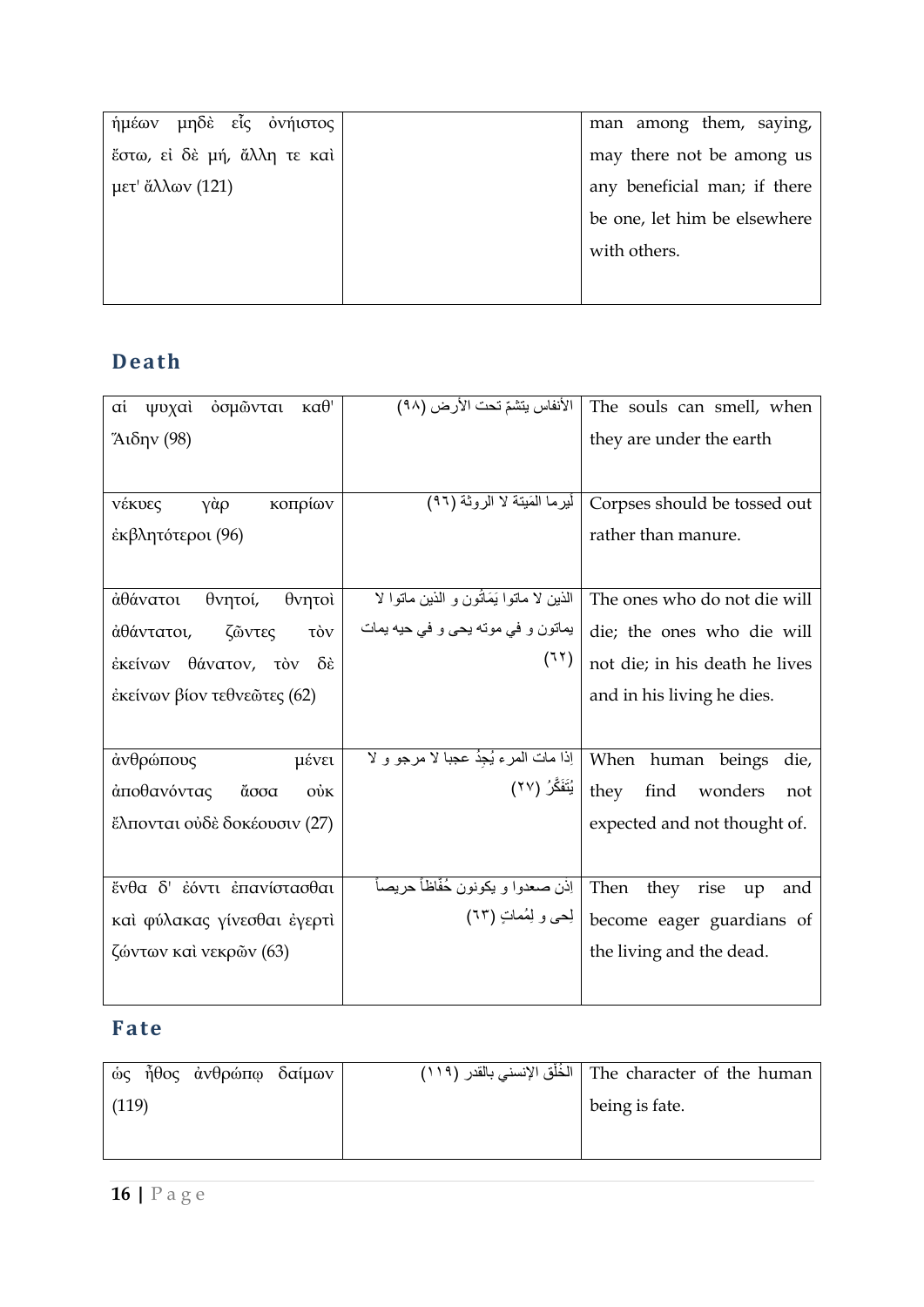| ἡμέων μηδὲ εἷς ὀνήιστος ἔστω, εἰ δὲ μή, ἄλλη τε καὶ μετ' ἄλλων (121) | | man among them, saying, may there not be among us any beneficial man; if there be one, let him be elsewhere with others. |
|---|---|---|

## Death

| αἱ ψυχαὶ ὀσμῶνται καθ' Ἅιδην (98) | الأنفاس يتشمّ تحت الأرض (٩٨) | The souls can smell, when they are under the earth |
|---|---|---|
| νέκυες γὰρ κοπρίων ἐκβλητότεροι (96) | لَيرما المَيتة لا الروثة (٩٦) | Corpses should be tossed out rather than manure. |
| ἀθάνατοι θνητοί, θνητοὶ ἀθάνατοι, ζῶντες τὸν ἐκείνων θάνατον, τὸν δὲ ἐκείνων βίον τεθνεῶτες (62) | الذين لا ماتوا يَمَاتُون و الذين ماتوا لا يماتون و في موته يحى و في حيه يمات (٦٢) | The ones who do not die will die; the ones who die will not die; in his death he lives and in his living he dies. |
| ἀνθρώπους μένει ἀποθανόντας ἅσσα οὐκ ἔλπονται οὐδὲ δοκέουσιν (27) | إذا مات المرء يُجِدُ عجبا لا مرجو و لا يُتَفَكَّرُ (٢٧) | When human beings die, they find wonders not expected and not thought of. |
| ἔνθα δ' ἐόντι ἐπανίστασθαι καὶ φύλακας γίνεσθαι ἐγερτὶ ζώντων καὶ νεκρῶν (63) | إذن صعدوا و يكونون حُفّاظاً حريصاً لِحى و لِمُماتٍ (٦٣) | Then they rise up and become eager guardians of the living and the dead. |

## Fate

| ὡς ἦθος ἀνθρώπῳ δαίμων (119) | الخُلُق الإنسني بالقدر (١١٩) | The character of the human being is fate. |
|---|---|---|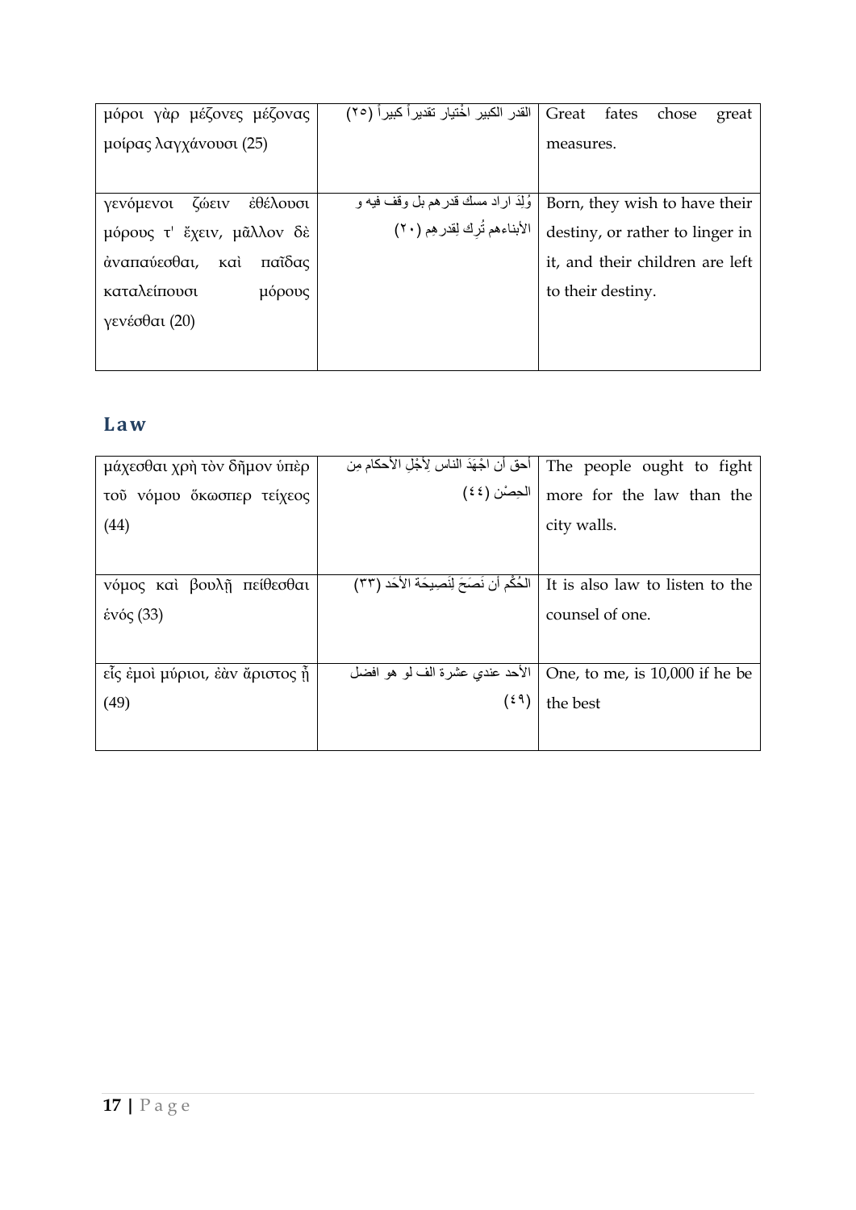| | | |
|---|---|---|
| μόροι γὰρ μέζονες μέζονας μοίρας λαγχάνουσι (25) | القدر الكبير اخْتيار تقديراً كبيراً (٢٥) | Great fates chose great measures. |
| γενόμενοι ζώειν ἐθέλουσι μόρους τ' ἔχειν, μᾶλλον δὲ ἀναπαύεσθαι, καὶ παῖδας καταλείπουσι μόρους γενέσθαι (20) | وُلِدَ اراد مسك قدرهم بل وقف فيه و الأبناءهم تُرِك لِقدرهِم (٢٠) | Born, they wish to have their destiny, or rather to linger in it, and their children are left to their destiny. |

## Law

| | | |
|---|---|---|
| μάχεσθαι χρὴ τὸν δῆμον ὑπὲρ τοῦ νόμου ὅκωσπερ τείχεος (44) | أحق أن اجْهَدَ الناس لِأَجْلِ الأحكام مِن الحِصْن (٤٤) | The people ought to fight more for the law than the city walls. |
| νόμος καὶ βουλῇ πείθεσθαι ἑνός (33) | الحُكْم أن نَصَحَ لِنَصِيحَة الأحَد (٣٣) | It is also law to listen to the counsel of one. |
| εἷς ἐμοὶ μύριοι, ἐὰν ἄριστος ᾖ (49) | الأحد عندي عشرة الف لو هو افضل (٤٩) | One, to me, is 10,000 if he be the best |